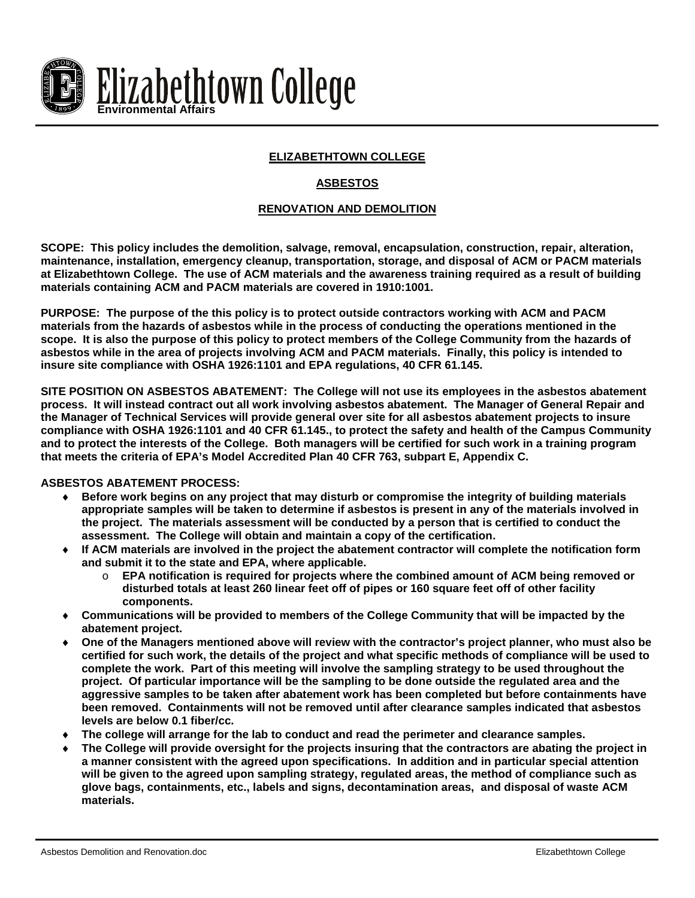Elizabethtown College
Environmental Affairs

# ELIZABETHTOWN COLLEGE

## ASBESTOS

## RENOVATION AND DEMOLITION

**SCOPE: This policy includes the demolition, salvage, removal, encapsulation, construction, repair, alteration, maintenance, installation, emergency cleanup, transportation, storage, and disposal of ACM or PACM materials at Elizabethtown College. The use of ACM materials and the awareness training required as a result of building materials containing ACM and PACM materials are covered in 1910:1001.**

**PURPOSE: The purpose of the this policy is to protect outside contractors working with ACM and PACM materials from the hazards of asbestos while in the process of conducting the operations mentioned in the scope. It is also the purpose of this policy to protect members of the College Community from the hazards of asbestos while in the area of projects involving ACM and PACM materials. Finally, this policy is intended to insure site compliance with OSHA 1926:1101 and EPA regulations, 40 CFR 61.145.**

**SITE POSITION ON ASBESTOS ABATEMENT: The College will not use its employees in the asbestos abatement process. It will instead contract out all work involving asbestos abatement. The Manager of General Repair and the Manager of Technical Services will provide general over site for all asbestos abatement projects to insure compliance with OSHA 1926:1101 and 40 CFR 61.145., to protect the safety and health of the Campus Community and to protect the interests of the College. Both managers will be certified for such work in a training program that meets the criteria of EPA's Model Accredited Plan 40 CFR 763, subpart E, Appendix C.**

**ASBESTOS ABATEMENT PROCESS:**

- **Before work begins on any project that may disturb or compromise the integrity of building materials appropriate samples will be taken to determine if asbestos is present in any of the materials involved in the project. The materials assessment will be conducted by a person that is certified to conduct the assessment. The College will obtain and maintain a copy of the certification.**
- **If ACM materials are involved in the project the abatement contractor will complete the notification form and submit it to the state and EPA, where applicable.**
  - **EPA notification is required for projects where the combined amount of ACM being removed or disturbed totals at least 260 linear feet off of pipes or 160 square feet off of other facility components.**
- **Communications will be provided to members of the College Community that will be impacted by the abatement project.**
- **One of the Managers mentioned above will review with the contractor's project planner, who must also be certified for such work, the details of the project and what specific methods of compliance will be used to complete the work. Part of this meeting will involve the sampling strategy to be used throughout the project. Of particular importance will be the sampling to be done outside the regulated area and the aggressive samples to be taken after abatement work has been completed but before containments have been removed. Containments will not be removed until after clearance samples indicated that asbestos levels are below 0.1 fiber/cc.**
- **The college will arrange for the lab to conduct and read the perimeter and clearance samples.**
- **The College will provide oversight for the projects insuring that the contractors are abating the project in a manner consistent with the agreed upon specifications. In addition and in particular special attention will be given to the agreed upon sampling strategy, regulated areas, the method of compliance such as glove bags, containments, etc., labels and signs, decontamination areas, and disposal of waste ACM materials.**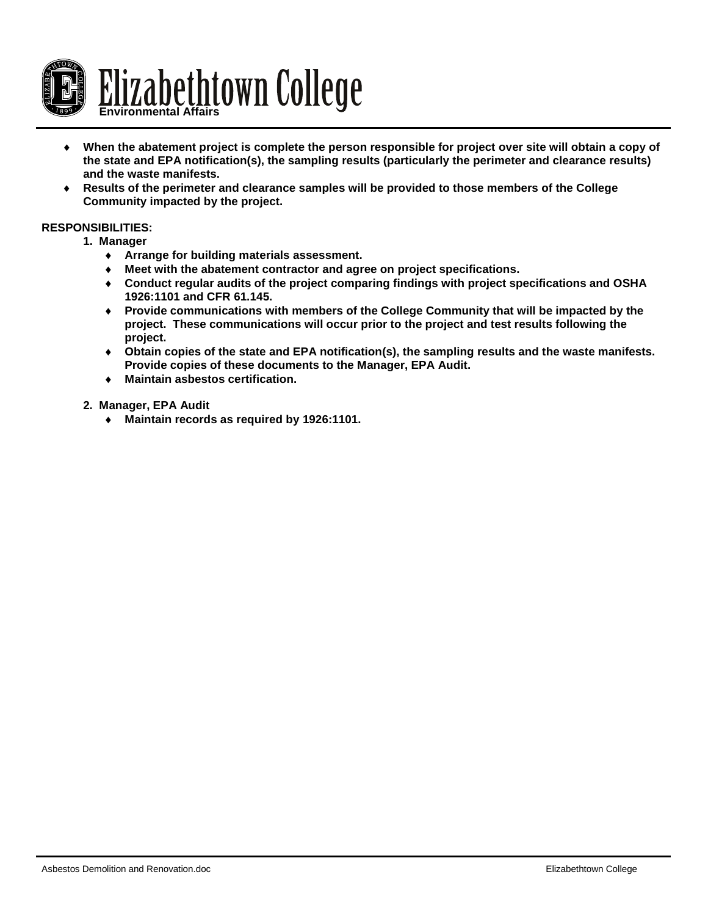- **When the abatement project is complete the person responsible for project over site will obtain a copy of the state and EPA notification(s), the sampling results (particularly the perimeter and clearance results) and the waste manifests.**
- **Results of the perimeter and clearance samples will be provided to those members of the College Community impacted by the project.**

**RESPONSIBILITIES:**

1. **Manager**
   - **Arrange for building materials assessment.**
   - **Meet with the abatement contractor and agree on project specifications.**
   - **Conduct regular audits of the project comparing findings with project specifications and OSHA 1926:1101 and CFR 61.145.**
   - **Provide communications with members of the College Community that will be impacted by the project. These communications will occur prior to the project and test results following the project.**
   - **Obtain copies of the state and EPA notification(s), the sampling results and the waste manifests. Provide copies of these documents to the Manager, EPA Audit.**
   - **Maintain asbestos certification.**

2. **Manager, EPA Audit**
   - **Maintain records as required by 1926:1101.**